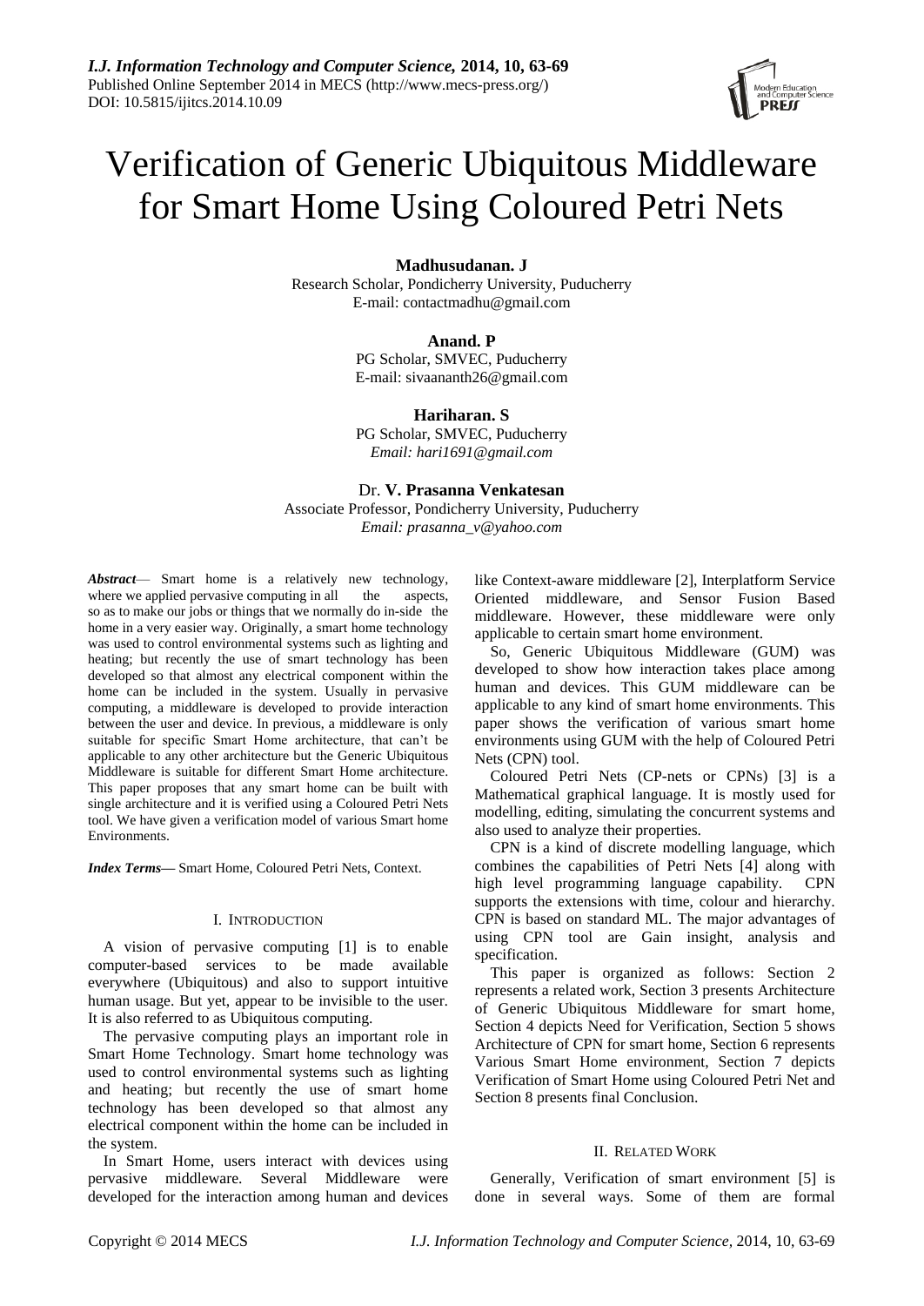# Verification of Generic Ubiquitous Middleware for Smart Home Using Coloured Petri Nets

**Madhusudanan. J**
Research Scholar, Pondicherry University, Puducherry
E-mail: contactmadhu@gmail.com

**Anand. P**
PG Scholar, SMVEC, Puducherry
E-mail: sivaananth26@gmail.com

**Hariharan. S**
PG Scholar, SMVEC, Puducherry
*Email: hari1691@gmail.com*

Dr. **V. Prasanna Venkatesan**
Associate Professor, Pondicherry University, Puducherry
*Email: prasanna_v@yahoo.com*

***Abstract***— Smart home is a relatively new technology, where we applied pervasive computing in all the aspects, so as to make our jobs or things that we normally do in-side the home in a very easier way. Originally, a smart home technology was used to control environmental systems such as lighting and heating; but recently the use of smart technology has been developed so that almost any electrical component within the home can be included in the system. Usually in pervasive computing, a middleware is developed to provide interaction between the user and device. In previous, a middleware is only suitable for specific Smart Home architecture, that can't be applicable to any other architecture but the Generic Ubiquitous Middleware is suitable for different Smart Home architecture. This paper proposes that any smart home can be built with single architecture and it is verified using a Coloured Petri Nets tool. We have given a verification model of various Smart home Environments.

***Index Terms***— Smart Home, Coloured Petri Nets, Context.

## I. Introduction

A vision of pervasive computing [1] is to enable computer-based services to be made available everywhere (Ubiquitous) and also to support intuitive human usage. But yet, appear to be invisible to the user. It is also referred to as Ubiquitous computing.

The pervasive computing plays an important role in Smart Home Technology. Smart home technology was used to control environmental systems such as lighting and heating; but recently the use of smart home technology has been developed so that almost any electrical component within the home can be included in the system.

In Smart Home, users interact with devices using pervasive middleware. Several Middleware were developed for the interaction among human and devices like Context-aware middleware [2], Interplatform Service Oriented middleware, and Sensor Fusion Based middleware. However, these middleware were only applicable to certain smart home environment.

So, Generic Ubiquitous Middleware (GUM) was developed to show how interaction takes place among human and devices. This GUM middleware can be applicable to any kind of smart home environments. This paper shows the verification of various smart home environments using GUM with the help of Coloured Petri Nets (CPN) tool.

Coloured Petri Nets (CP-nets or CPNs) [3] is a Mathematical graphical language. It is mostly used for modelling, editing, simulating the concurrent systems and also used to analyze their properties.

CPN is a kind of discrete modelling language, which combines the capabilities of Petri Nets [4] along with high level programming language capability. CPN supports the extensions with time, colour and hierarchy. CPN is based on standard ML. The major advantages of using CPN tool are Gain insight, analysis and specification.

This paper is organized as follows: Section 2 represents a related work, Section 3 presents Architecture of Generic Ubiquitous Middleware for smart home, Section 4 depicts Need for Verification, Section 5 shows Architecture of CPN for smart home, Section 6 represents Various Smart Home environment, Section 7 depicts Verification of Smart Home using Coloured Petri Net and Section 8 presents final Conclusion.

## II. Related Work

Generally, Verification of smart environment [5] is done in several ways. Some of them are formal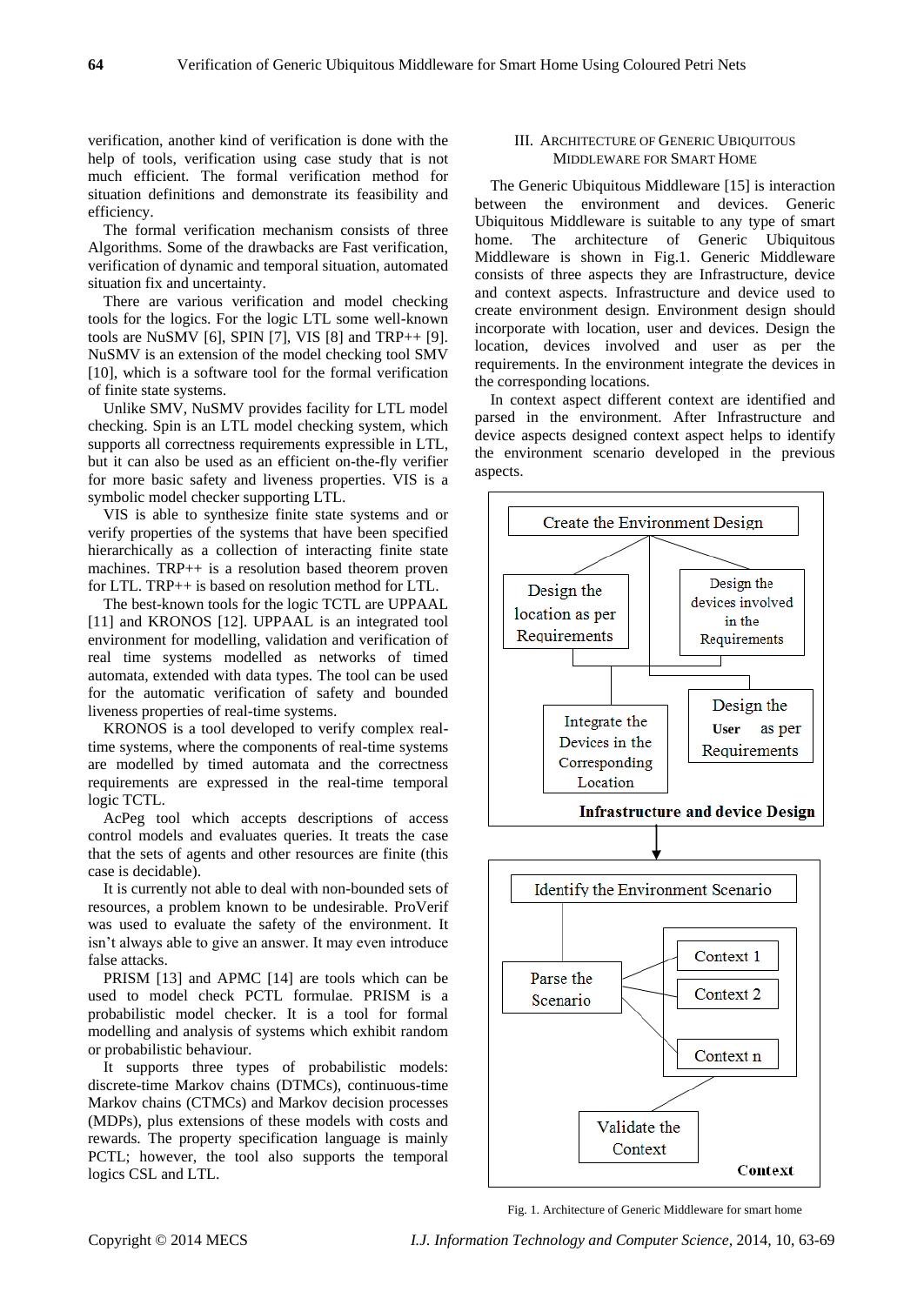verification, another kind of verification is done with the help of tools, verification using case study that is not much efficient. The formal verification method for situation definitions and demonstrate its feasibility and efficiency.

The formal verification mechanism consists of three Algorithms. Some of the drawbacks are Fast verification, verification of dynamic and temporal situation, automated situation fix and uncertainty.

There are various verification and model checking tools for the logics. For the logic LTL some well-known tools are NuSMV [6], SPIN [7], VIS [8] and TRP++ [9]. NuSMV is an extension of the model checking tool SMV [10], which is a software tool for the formal verification of finite state systems.

Unlike SMV, NuSMV provides facility for LTL model checking. Spin is an LTL model checking system, which supports all correctness requirements expressible in LTL, but it can also be used as an efficient on-the-fly verifier for more basic safety and liveness properties. VIS is a symbolic model checker supporting LTL.

VIS is able to synthesize finite state systems and or verify properties of the systems that have been specified hierarchically as a collection of interacting finite state machines. TRP++ is a resolution based theorem proven for LTL. TRP++ is based on resolution method for LTL.

The best-known tools for the logic TCTL are UPPAAL [11] and KRONOS [12]. UPPAAL is an integrated tool environment for modelling, validation and verification of real time systems modelled as networks of timed automata, extended with data types. The tool can be used for the automatic verification of safety and bounded liveness properties of real-time systems.

KRONOS is a tool developed to verify complex real-time systems, where the components of real-time systems are modelled by timed automata and the correctness requirements are expressed in the real-time temporal logic TCTL.

AcPeg tool which accepts descriptions of access control models and evaluates queries. It treats the case that the sets of agents and other resources are finite (this case is decidable).

It is currently not able to deal with non-bounded sets of resources, a problem known to be undesirable. ProVerif was used to evaluate the safety of the environment. It isn't always able to give an answer. It may even introduce false attacks.

PRISM [13] and APMC [14] are tools which can be used to model check PCTL formulae. PRISM is a probabilistic model checker. It is a tool for formal modelling and analysis of systems which exhibit random or probabilistic behaviour.

It supports three types of probabilistic models: discrete-time Markov chains (DTMCs), continuous-time Markov chains (CTMCs) and Markov decision processes (MDPs), plus extensions of these models with costs and rewards. The property specification language is mainly PCTL; however, the tool also supports the temporal logics CSL and LTL.

## III. Architecture of Generic Ubiquitous Middleware for Smart Home

The Generic Ubiquitous Middleware [15] is interaction between the environment and devices. Generic Ubiquitous Middleware is suitable to any type of smart home. The architecture of Generic Ubiquitous Middleware is shown in Fig.1. Generic Middleware consists of three aspects they are Infrastructure, device and context aspects. Infrastructure and device used to create environment design. Environment design should incorporate with location, user and devices. Design the location, devices involved and user as per the requirements. In the environment integrate the devices in the corresponding locations.

In context aspect different context are identified and parsed in the environment. After Infrastructure and device aspects designed context aspect helps to identify the environment scenario developed in the previous aspects.

Create the Environment Design

Design the location as per Requirements

Design the devices involved in the Requirements

Integrate the Devices in the Corresponding Location

Design the User as per Requirements

**Infrastructure and device Design**

Identify the Environment Scenario

Parse the Scenario

Context 1

Context 2

Context n

Validate the Context

**Context**

Fig. 1. Architecture of Generic Middleware for smart home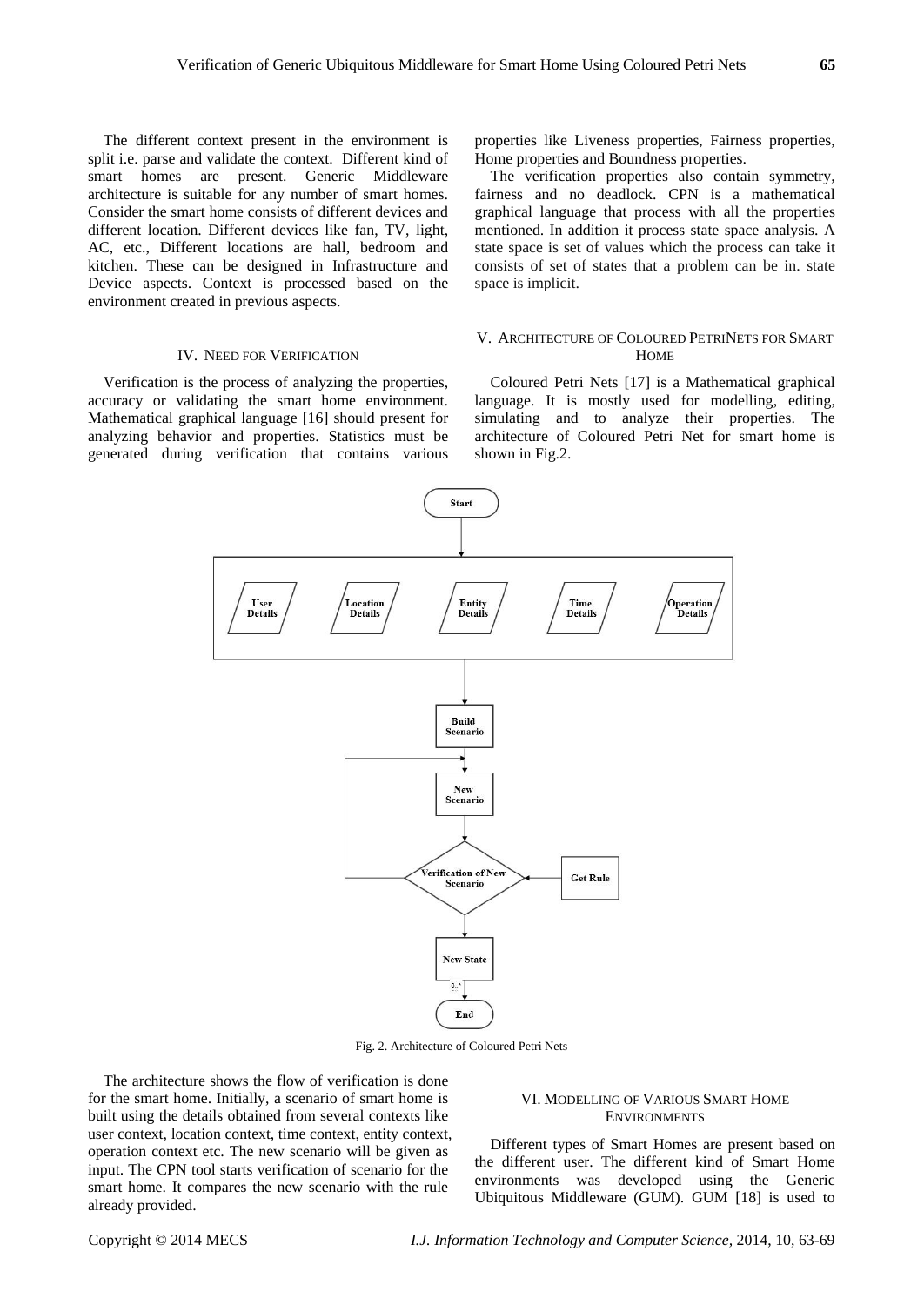The different context present in the environment is split i.e. parse and validate the context. Different kind of smart homes are present. Generic Middleware architecture is suitable for any number of smart homes. Consider the smart home consists of different devices and different location. Different devices like fan, TV, light, AC, etc., Different locations are hall, bedroom and kitchen. These can be designed in Infrastructure and Device aspects. Context is processed based on the environment created in previous aspects.

## IV. Need for Verification

Verification is the process of analyzing the properties, accuracy or validating the smart home environment. Mathematical graphical language [16] should present for analyzing behavior and properties. Statistics must be generated during verification that contains various properties like Liveness properties, Fairness properties, Home properties and Boundness properties.

The verification properties also contain symmetry, fairness and no deadlock. CPN is a mathematical graphical language that process with all the properties mentioned. In addition it process state space analysis. A state space is set of values which the process can take it consists of set of states that a problem can be in. state space is implicit.

## V. Architecture of Coloured PetriNets for Smart Home

Coloured Petri Nets [17] is a Mathematical graphical language. It is mostly used for modelling, editing, simulating and to analyze their properties. The architecture of Coloured Petri Net for smart home is shown in Fig.2.

Fig. 2. Architecture of Coloured Petri Nets

The architecture shows the flow of verification is done for the smart home. Initially, a scenario of smart home is built using the details obtained from several contexts like user context, location context, time context, entity context, operation context etc. The new scenario will be given as input. The CPN tool starts verification of scenario for the smart home. It compares the new scenario with the rule already provided.

## VI. Modelling of Various Smart Home Environments

Different types of Smart Homes are present based on the different user. The different kind of Smart Home environments was developed using the Generic Ubiquitous Middleware (GUM). GUM [18] is used to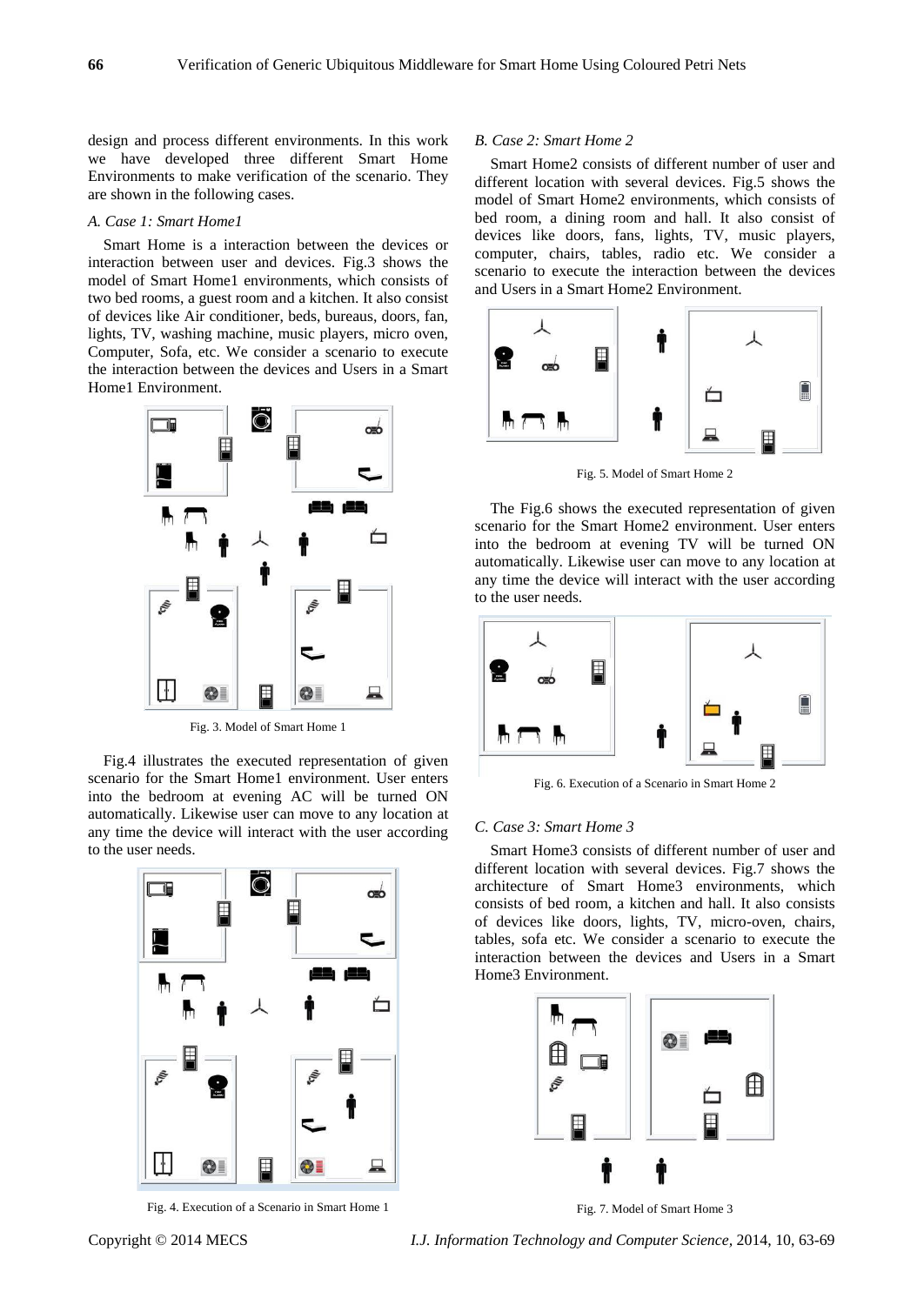design and process different environments. In this work we have developed three different Smart Home Environments to make verification of the scenario. They are shown in the following cases.

### *A. Case 1: Smart Home1*

Smart Home is a interaction between the devices or interaction between user and devices. Fig.3 shows the model of Smart Home1 environments, which consists of two bed rooms, a guest room and a kitchen. It also consist of devices like Air conditioner, beds, bureaus, doors, fan, lights, TV, washing machine, music players, micro oven, Computer, Sofa, etc. We consider a scenario to execute the interaction between the devices and Users in a Smart Home1 Environment.

Fig. 3. Model of Smart Home 1

Fig.4 illustrates the executed representation of given scenario for the Smart Home1 environment. User enters into the bedroom at evening AC will be turned ON automatically. Likewise user can move to any location at any time the device will interact with the user according to the user needs.

Fig. 4. Execution of a Scenario in Smart Home 1

### *B. Case 2: Smart Home 2*

Smart Home2 consists of different number of user and different location with several devices. Fig.5 shows the model of Smart Home2 environments, which consists of bed room, a dining room and hall. It also consist of devices like doors, fans, lights, TV, music players, computer, chairs, tables, radio etc. We consider a scenario to execute the interaction between the devices and Users in a Smart Home2 Environment.

Fig. 5. Model of Smart Home 2

The Fig.6 shows the executed representation of given scenario for the Smart Home2 environment. User enters into the bedroom at evening TV will be turned ON automatically. Likewise user can move to any location at any time the device will interact with the user according to the user needs.

Fig. 6. Execution of a Scenario in Smart Home 2

### *C. Case 3: Smart Home 3*

Smart Home3 consists of different number of user and different location with several devices. Fig.7 shows the architecture of Smart Home3 environments, which consists of bed room, a kitchen and hall. It also consists of devices like doors, lights, TV, micro-oven, chairs, tables, sofa etc. We consider a scenario to execute the interaction between the devices and Users in a Smart Home3 Environment.

Fig. 7. Model of Smart Home 3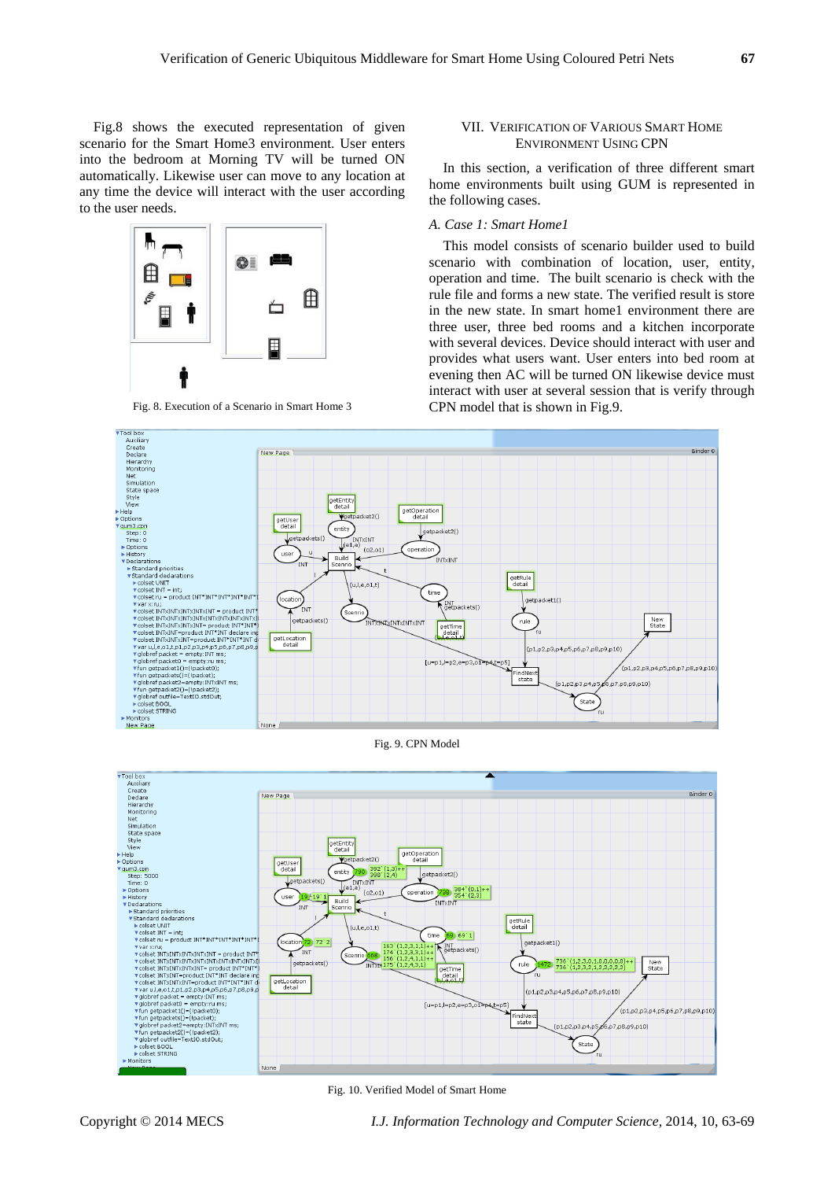Fig.8 shows the executed representation of given scenario for the Smart Home3 environment. User enters into the bedroom at Morning TV will be turned ON automatically. Likewise user can move to any location at any time the device will interact with the user according to the user needs.

Fig. 8. Execution of a Scenario in Smart Home 3

## VII. Verification of Various Smart Home Environment Using CPN

In this section, a verification of three different smart home environments built using GUM is represented in the following cases.

### *A. Case 1: Smart Home1*

This model consists of scenario builder used to build scenario with combination of location, user, entity, operation and time. The built scenario is check with the rule file and forms a new state. The verified result is store in the new state. In smart home1 environment there are three user, three bed rooms and a kitchen incorporate with several devices. Device should interact with user and provides what users want. User enters into bed room at evening then AC will be turned ON likewise device must interact with user at several session that is verify through CPN model that is shown in Fig.9.

Fig. 9. CPN Model

Fig. 10. Verified Model of Smart Home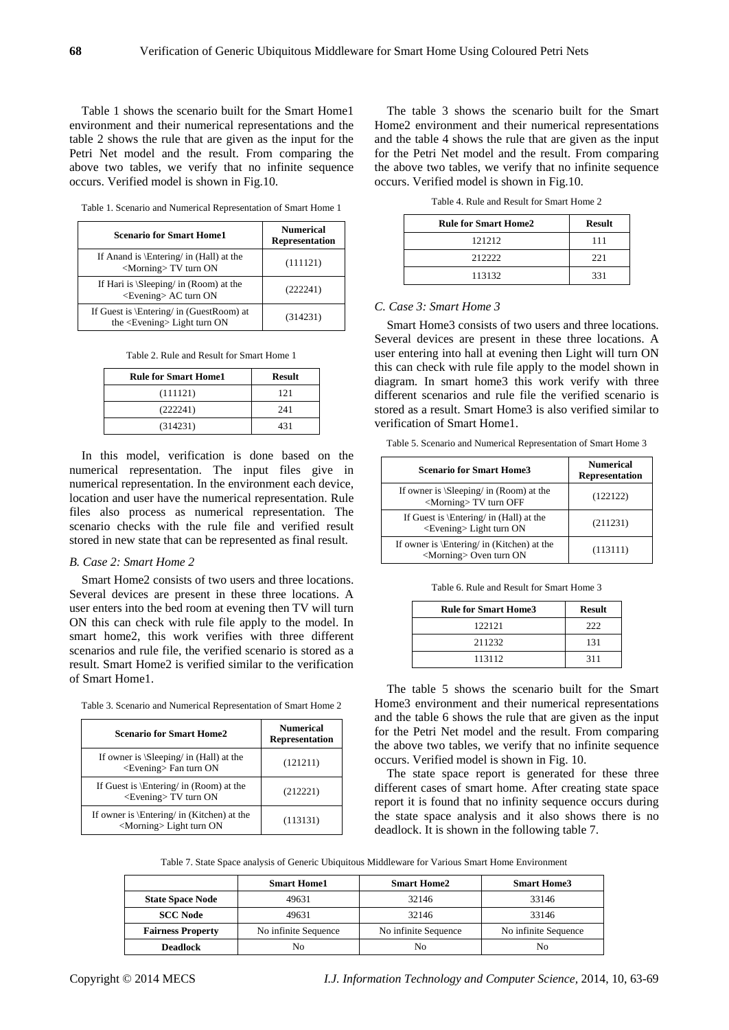Table 1 shows the scenario built for the Smart Home1 environment and their numerical representations and the table 2 shows the rule that are given as the input for the Petri Net model and the result. From comparing the above two tables, we verify that no infinite sequence occurs. Verified model is shown in Fig.10.

Table 1. Scenario and Numerical Representation of Smart Home 1

| Scenario for Smart Home1 | Numerical Representation |
|---|---|
| If Anand is \Entering/ in (Hall) at the <Morning> TV turn ON | (111121) |
| If Hari is \Sleeping/ in (Room) at the <Evening> AC turn ON | (222241) |
| If Guest is \Entering/ in (GuestRoom) at the <Evening> Light turn ON | (314231) |

Table 2. Rule and Result for Smart Home 1

| Rule for Smart Home1 | Result |
|---|---|
| (111121) | 121 |
| (222241) | 241 |
| (314231) | 431 |

In this model, verification is done based on the numerical representation. The input files give in numerical representation. In the environment each device, location and user have the numerical representation. Rule files also process as numerical representation. The scenario checks with the rule file and verified result stored in new state that can be represented as final result.

### *B. Case 2: Smart Home 2*

Smart Home2 consists of two users and three locations. Several devices are present in these three locations. A user enters into the bed room at evening then TV will turn ON this can check with rule file apply to the model. In smart home2, this work verifies with three different scenarios and rule file, the verified scenario is stored as a result. Smart Home2 is verified similar to the verification of Smart Home1.

Table 3. Scenario and Numerical Representation of Smart Home 2

| Scenario for Smart Home2 | Numerical Representation |
|---|---|
| If owner is \Sleeping/ in (Hall) at the <Evening> Fan turn ON | (121211) |
| If Guest is \Entering/ in (Room) at the <Evening> TV turn ON | (212221) |
| If owner is \Entering/ in (Kitchen) at the <Morning> Light turn ON | (113131) |

The table 3 shows the scenario built for the Smart Home2 environment and their numerical representations and the table 4 shows the rule that are given as the input for the Petri Net model and the result. From comparing the above two tables, we verify that no infinite sequence occurs. Verified model is shown in Fig.10.

Table 4. Rule and Result for Smart Home 2

| Rule for Smart Home2 | Result |
|---|---|
| 121212 | 111 |
| 212222 | 221 |
| 113132 | 331 |

### *C. Case 3: Smart Home 3*

Smart Home3 consists of two users and three locations. Several devices are present in these three locations. A user entering into hall at evening then Light will turn ON this can check with rule file apply to the model shown in diagram. In smart home3 this work verify with three different scenarios and rule file the verified scenario is stored as a result. Smart Home3 is also verified similar to verification of Smart Home1.

Table 5. Scenario and Numerical Representation of Smart Home 3

| Scenario for Smart Home3 | Numerical Representation |
|---|---|
| If owner is \Sleeping/ in (Room) at the <Morning> TV turn OFF | (122122) |
| If Guest is \Entering/ in (Hall) at the <Evening> Light turn ON | (211231) |
| If owner is \Entering/ in (Kitchen) at the <Morning> Oven turn ON | (113111) |

Table 6. Rule and Result for Smart Home 3

| Rule for Smart Home3 | Result |
|---|---|
| 122121 | 222 |
| 211232 | 131 |
| 113112 | 311 |

The table 5 shows the scenario built for the Smart Home3 environment and their numerical representations and the table 6 shows the rule that are given as the input for the Petri Net model and the result. From comparing the above two tables, we verify that no infinite sequence occurs. Verified model is shown in Fig. 10.

The state space report is generated for these three different cases of smart home. After creating state space report it is found that no infinity sequence occurs during the state space analysis and it also shows there is no deadlock. It is shown in the following table 7.

Table 7. State Space analysis of Generic Ubiquitous Middleware for Various Smart Home Environment

| | Smart Home1 | Smart Home2 | Smart Home3 |
|---|---|---|---|
| **State Space Node** | 49631 | 32146 | 33146 |
| **SCC Node** | 49631 | 32146 | 33146 |
| **Fairness Property** | No infinite Sequence | No infinite Sequence | No infinite Sequence |
| **Deadlock** | No | No | No |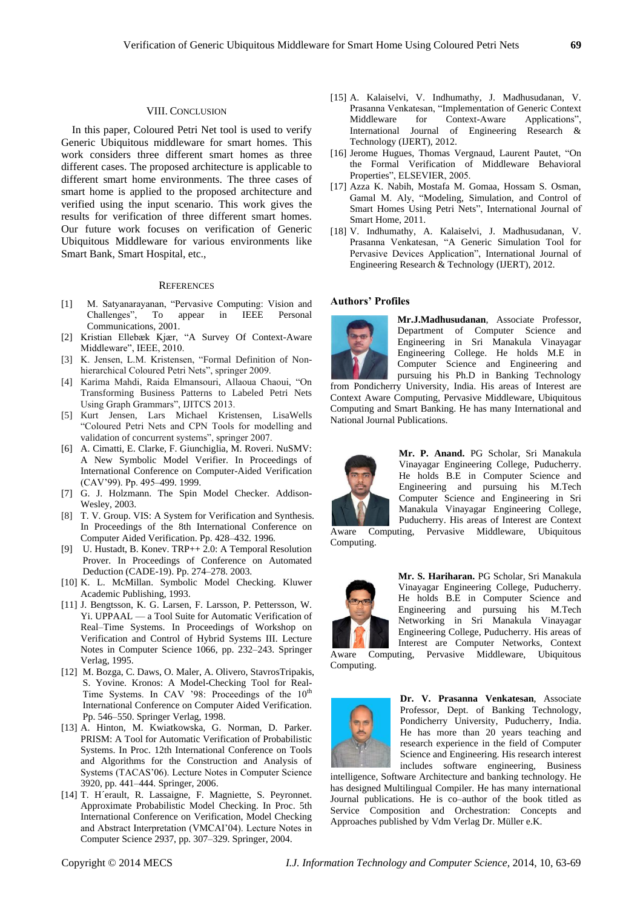## VIII. Conclusion

In this paper, Coloured Petri Net tool is used to verify Generic Ubiquitous middleware for smart homes. This work considers three different smart homes as three different cases. The proposed architecture is applicable to different smart home environments. The three cases of smart home is applied to the proposed architecture and verified using the input scenario. This work gives the results for verification of three different smart homes. Our future work focuses on verification of Generic Ubiquitous Middleware for various environments like Smart Bank, Smart Hospital, etc.,

## References

[1] M. Satyanarayanan, "Pervasive Computing: Vision and Challenges", To appear in IEEE Personal Communications, 2001.

[2] Kristian Ellebæk Kjær, "A Survey Of Context-Aware Middleware", IEEE, 2010.

[3] K. Jensen, L.M. Kristensen, "Formal Definition of Non-hierarchical Coloured Petri Nets", springer 2009.

[4] Karima Mahdi, Raida Elmansouri, Allaoua Chaoui, "On Transforming Business Patterns to Labeled Petri Nets Using Graph Grammars", IJITCS 2013.

[5] Kurt Jensen, Lars Michael Kristensen, LisaWells "Coloured Petri Nets and CPN Tools for modelling and validation of concurrent systems", springer 2007.

[6] A. Cimatti, E. Clarke, F. Giunchiglia, M. Roveri. NuSMV: A New Symbolic Model Verifier. In Proceedings of International Conference on Computer-Aided Verification (CAV'99). Pp. 495–499. 1999.

[7] G. J. Holzmann. The Spin Model Checker. Addison-Wesley, 2003.

[8] T. V. Group. VIS: A System for Verification and Synthesis. In Proceedings of the 8th International Conference on Computer Aided Verification. Pp. 428–432. 1996.

[9] U. Hustadt, B. Konev. TRP++ 2.0: A Temporal Resolution Prover. In Proceedings of Conference on Automated Deduction (CADE-19). Pp. 274–278. 2003.

[10] K. L. McMillan. Symbolic Model Checking. Kluwer Academic Publishing, 1993.

[11] J. Bengtsson, K. G. Larsen, F. Larsson, P. Pettersson, W. Yi. UPPAAL — a Tool Suite for Automatic Verification of Real–Time Systems. In Proceedings of Workshop on Verification and Control of Hybrid Systems III. Lecture Notes in Computer Science 1066, pp. 232–243. Springer Verlag, 1995.

[12] M. Bozga, C. Daws, O. Maler, A. Olivero, StavrosTripakis, S. Yovine. Kronos: A Model-Checking Tool for Real-Time Systems. In CAV '98: Proceedings of the 10th International Conference on Computer Aided Verification. Pp. 546–550. Springer Verlag, 1998.

[13] A. Hinton, M. Kwiatkowska, G. Norman, D. Parker. PRISM: A Tool for Automatic Verification of Probabilistic Systems. In Proc. 12th International Conference on Tools and Algorithms for the Construction and Analysis of Systems (TACAS'06). Lecture Notes in Computer Science 3920, pp. 441–444. Springer, 2006.

[14] T. H´erault, R. Lassaigne, F. Magniette, S. Peyronnet. Approximate Probabilistic Model Checking. In Proc. 5th International Conference on Verification, Model Checking and Abstract Interpretation (VMCAI'04). Lecture Notes in Computer Science 2937, pp. 307–329. Springer, 2004.

[15] A. Kalaiselvi, V. Indhumathy, J. Madhusudanan, V. Prasanna Venkatesan, "Implementation of Generic Context Middleware for Context-Aware Applications", International Journal of Engineering Research & Technology (IJERT), 2012.

[16] Jerome Hugues, Thomas Vergnaud, Laurent Pautet, "On the Formal Verification of Middleware Behavioral Properties", ELSEVIER, 2005.

[17] Azza K. Nabih, Mostafa M. Gomaa, Hossam S. Osman, Gamal M. Aly, "Modeling, Simulation, and Control of Smart Homes Using Petri Nets", International Journal of Smart Home, 2011.

[18] V. Indhumathy, A. Kalaiselvi, J. Madhusudanan, V. Prasanna Venkatesan, "A Generic Simulation Tool for Pervasive Devices Application", International Journal of Engineering Research & Technology (IJERT), 2012.

## Authors' Profiles

**Mr.J.Madhusudanan**, Associate Professor, Department of Computer Science and Engineering in Sri Manakula Vinayagar Engineering College. He holds M.E in Computer Science and Engineering and pursuing his Ph.D in Banking Technology from Pondicherry University, India. His areas of Interest are Context Aware Computing, Pervasive Middleware, Ubiquitous Computing and Smart Banking. He has many International and National Journal Publications.

**Mr. P. Anand.** PG Scholar, Sri Manakula Vinayagar Engineering College, Puducherry. He holds B.E in Computer Science and Engineering and pursuing his M.Tech Computer Science and Engineering in Sri Manakula Vinayagar Engineering College, Puducherry. His areas of Interest are Context Aware Computing, Pervasive Middleware, Ubiquitous Computing.

**Mr. S. Hariharan.** PG Scholar, Sri Manakula Vinayagar Engineering College, Puducherry. He holds B.E in Computer Science and Engineering and pursuing his M.Tech Networking in Sri Manakula Vinayagar Engineering College, Puducherry. His areas of Interest are Computer Networks, Context Aware Computing, Pervasive Middleware, Ubiquitous Computing.

**Dr. V. Prasanna Venkatesan**, Associate Professor, Dept. of Banking Technology, Pondicherry University, Puducherry, India. He has more than 20 years teaching and research experience in the field of Computer Science and Engineering. His research interest includes software engineering, Business intelligence, Software Architecture and banking technology. He has designed Multilingual Compiler. He has many international Journal publications. He is co–author of the book titled as Service Composition and Orchestration: Concepts and Approaches published by Vdm Verlag Dr. Müller e.K.